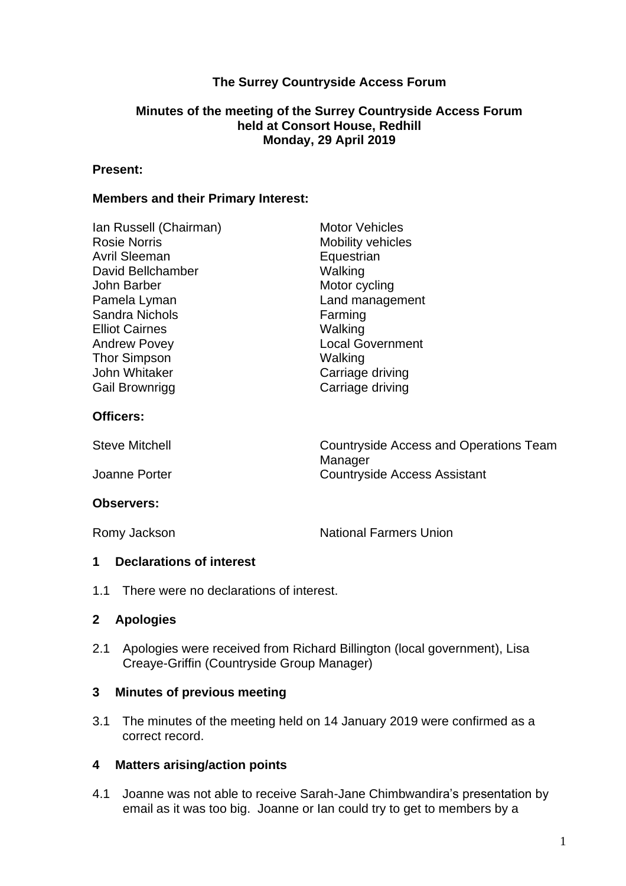**The Surrey Countryside Access Forum**

**Minutes of the meeting of the Surrey Countryside Access Forum held at Consort House, Redhill Monday, 29 April 2019**

**Present:**

**Members and their Primary Interest:**

| | |
|---|---|
| Ian Russell (Chairman) | Motor Vehicles |
| Rosie Norris | Mobility vehicles |
| Avril Sleeman | Equestrian |
| David Bellchamber | Walking |
| John Barber | Motor cycling |
| Pamela Lyman | Land management |
| Sandra Nichols | Farming |
| Elliot Cairnes | Walking |
| Andrew Povey | Local Government |
| Thor Simpson | Walking |
| John Whitaker | Carriage driving |
| Gail Brownrigg | Carriage driving |

**Officers:**

| | |
|---|---|
| Steve Mitchell | Countryside Access and Operations Team Manager |
| Joanne Porter | Countryside Access Assistant |

**Observers:**

| | |
|---|---|
| Romy Jackson | National Farmers Union |

## 1 Declarations of interest

1.1 There were no declarations of interest.

## 2 Apologies

2.1 Apologies were received from Richard Billington (local government), Lisa Creaye-Griffin (Countryside Group Manager)

## 3 Minutes of previous meeting

3.1 The minutes of the meeting held on 14 January 2019 were confirmed as a correct record.

## 4 Matters arising/action points

4.1 Joanne was not able to receive Sarah-Jane Chimbwandira's presentation by email as it was too big. Joanne or Ian could try to get to members by a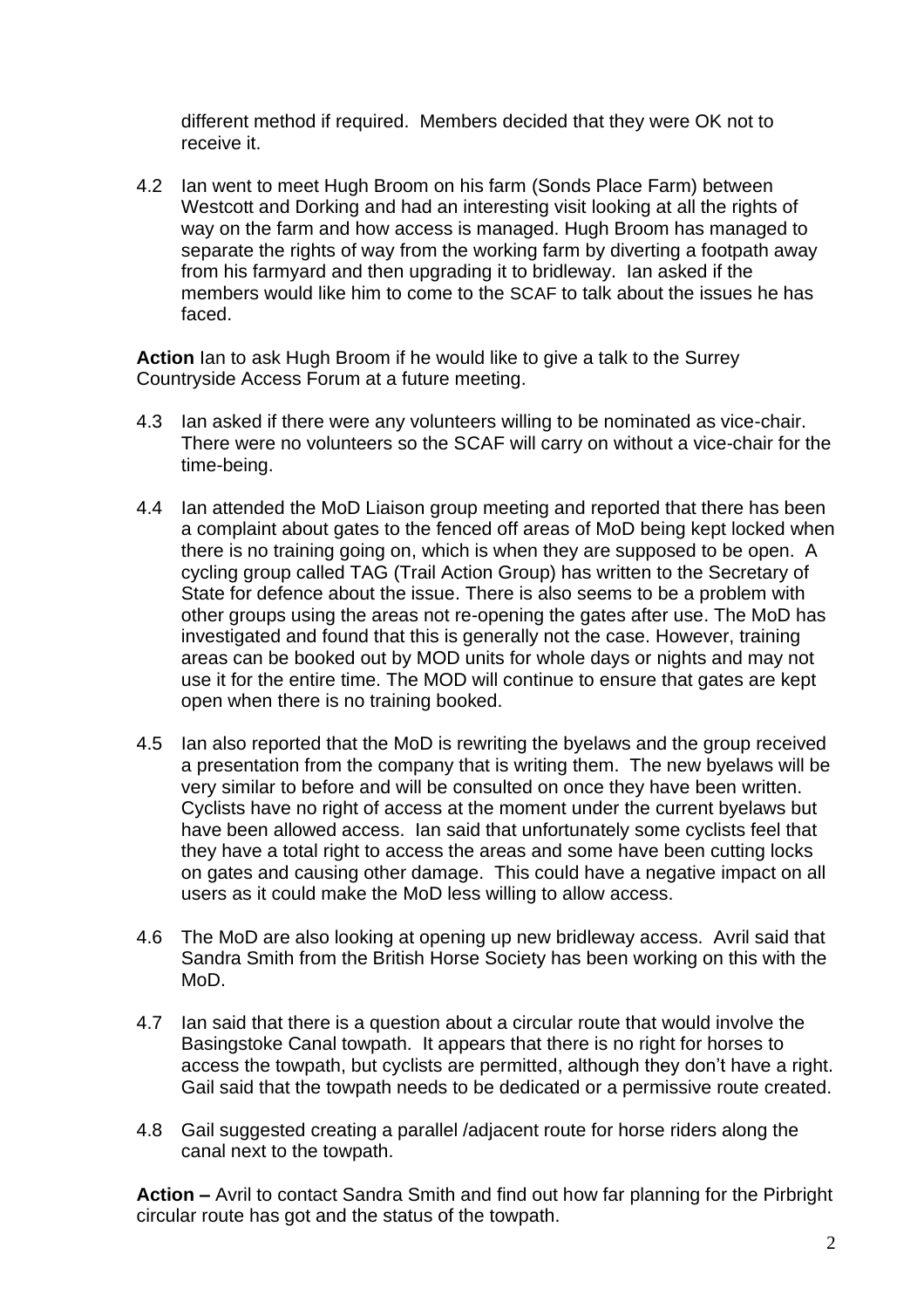different method if required. Members decided that they were OK not to receive it.

4.2 Ian went to meet Hugh Broom on his farm (Sonds Place Farm) between Westcott and Dorking and had an interesting visit looking at all the rights of way on the farm and how access is managed. Hugh Broom has managed to separate the rights of way from the working farm by diverting a footpath away from his farmyard and then upgrading it to bridleway. Ian asked if the members would like him to come to the SCAF to talk about the issues he has faced.

**Action** Ian to ask Hugh Broom if he would like to give a talk to the Surrey Countryside Access Forum at a future meeting.

4.3 Ian asked if there were any volunteers willing to be nominated as vice-chair. There were no volunteers so the SCAF will carry on without a vice-chair for the time-being.

4.4 Ian attended the MoD Liaison group meeting and reported that there has been a complaint about gates to the fenced off areas of MoD being kept locked when there is no training going on, which is when they are supposed to be open. A cycling group called TAG (Trail Action Group) has written to the Secretary of State for defence about the issue. There is also seems to be a problem with other groups using the areas not re-opening the gates after use. The MoD has investigated and found that this is generally not the case. However, training areas can be booked out by MOD units for whole days or nights and may not use it for the entire time. The MOD will continue to ensure that gates are kept open when there is no training booked.

4.5 Ian also reported that the MoD is rewriting the byelaws and the group received a presentation from the company that is writing them. The new byelaws will be very similar to before and will be consulted on once they have been written. Cyclists have no right of access at the moment under the current byelaws but have been allowed access. Ian said that unfortunately some cyclists feel that they have a total right to access the areas and some have been cutting locks on gates and causing other damage. This could have a negative impact on all users as it could make the MoD less willing to allow access.

4.6 The MoD are also looking at opening up new bridleway access. Avril said that Sandra Smith from the British Horse Society has been working on this with the MoD.

4.7 Ian said that there is a question about a circular route that would involve the Basingstoke Canal towpath. It appears that there is no right for horses to access the towpath, but cyclists are permitted, although they don't have a right. Gail said that the towpath needs to be dedicated or a permissive route created.

4.8 Gail suggested creating a parallel /adjacent route for horse riders along the canal next to the towpath.

**Action –** Avril to contact Sandra Smith and find out how far planning for the Pirbright circular route has got and the status of the towpath.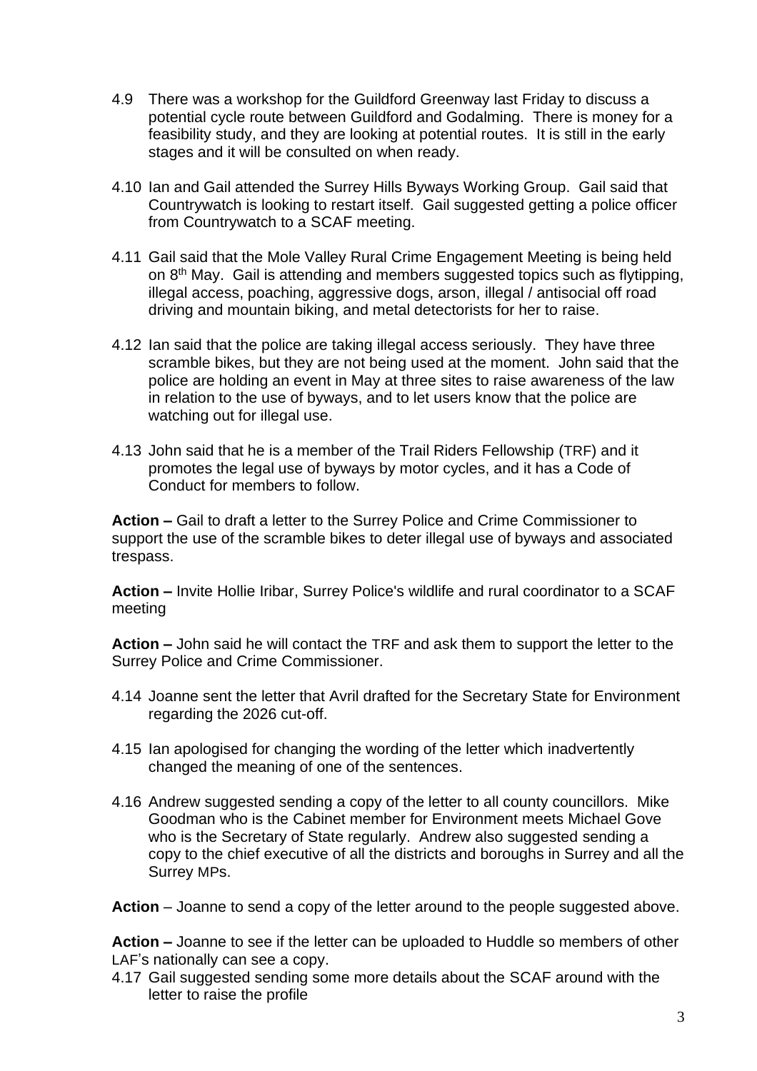4.9 There was a workshop for the Guildford Greenway last Friday to discuss a potential cycle route between Guildford and Godalming. There is money for a feasibility study, and they are looking at potential routes. It is still in the early stages and it will be consulted on when ready.

4.10 Ian and Gail attended the Surrey Hills Byways Working Group. Gail said that Countrywatch is looking to restart itself. Gail suggested getting a police officer from Countrywatch to a SCAF meeting.

4.11 Gail said that the Mole Valley Rural Crime Engagement Meeting is being held on 8th May. Gail is attending and members suggested topics such as flytipping, illegal access, poaching, aggressive dogs, arson, illegal / antisocial off road driving and mountain biking, and metal detectorists for her to raise.

4.12 Ian said that the police are taking illegal access seriously. They have three scramble bikes, but they are not being used at the moment. John said that the police are holding an event in May at three sites to raise awareness of the law in relation to the use of byways, and to let users know that the police are watching out for illegal use.

4.13 John said that he is a member of the Trail Riders Fellowship (TRF) and it promotes the legal use of byways by motor cycles, and it has a Code of Conduct for members to follow.

**Action –** Gail to draft a letter to the Surrey Police and Crime Commissioner to support the use of the scramble bikes to deter illegal use of byways and associated trespass.

**Action –** Invite Hollie Iribar, Surrey Police's wildlife and rural coordinator to a SCAF meeting

**Action –** John said he will contact the TRF and ask them to support the letter to the Surrey Police and Crime Commissioner.

4.14 Joanne sent the letter that Avril drafted for the Secretary State for Environment regarding the 2026 cut-off.

4.15 Ian apologised for changing the wording of the letter which inadvertently changed the meaning of one of the sentences.

4.16 Andrew suggested sending a copy of the letter to all county councillors. Mike Goodman who is the Cabinet member for Environment meets Michael Gove who is the Secretary of State regularly. Andrew also suggested sending a copy to the chief executive of all the districts and boroughs in Surrey and all the Surrey MPs.

**Action** – Joanne to send a copy of the letter around to the people suggested above.

**Action –** Joanne to see if the letter can be uploaded to Huddle so members of other LAF's nationally can see a copy.

4.17 Gail suggested sending some more details about the SCAF around with the letter to raise the profile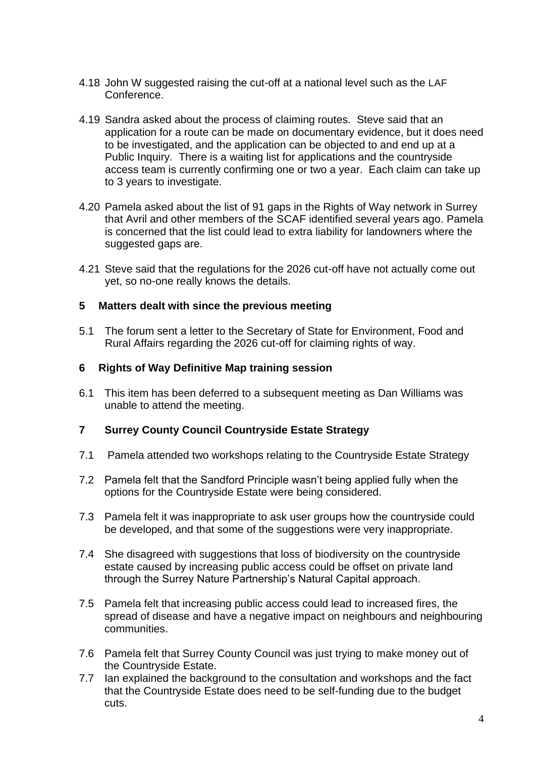4.18 John W suggested raising the cut-off at a national level such as the LAF Conference.

4.19 Sandra asked about the process of claiming routes. Steve said that an application for a route can be made on documentary evidence, but it does need to be investigated, and the application can be objected to and end up at a Public Inquiry. There is a waiting list for applications and the countryside access team is currently confirming one or two a year. Each claim can take up to 3 years to investigate.

4.20 Pamela asked about the list of 91 gaps in the Rights of Way network in Surrey that Avril and other members of the SCAF identified several years ago. Pamela is concerned that the list could lead to extra liability for landowners where the suggested gaps are.

4.21 Steve said that the regulations for the 2026 cut-off have not actually come out yet, so no-one really knows the details.

## 5 Matters dealt with since the previous meeting

5.1 The forum sent a letter to the Secretary of State for Environment, Food and Rural Affairs regarding the 2026 cut-off for claiming rights of way.

## 6 Rights of Way Definitive Map training session

6.1 This item has been deferred to a subsequent meeting as Dan Williams was unable to attend the meeting.

## 7 Surrey County Council Countryside Estate Strategy

7.1 Pamela attended two workshops relating to the Countryside Estate Strategy

7.2 Pamela felt that the Sandford Principle wasn't being applied fully when the options for the Countryside Estate were being considered.

7.3 Pamela felt it was inappropriate to ask user groups how the countryside could be developed, and that some of the suggestions were very inappropriate.

7.4 She disagreed with suggestions that loss of biodiversity on the countryside estate caused by increasing public access could be offset on private land through the Surrey Nature Partnership's Natural Capital approach.

7.5 Pamela felt that increasing public access could lead to increased fires, the spread of disease and have a negative impact on neighbours and neighbouring communities.

7.6 Pamela felt that Surrey County Council was just trying to make money out of the Countryside Estate.

7.7 Ian explained the background to the consultation and workshops and the fact that the Countryside Estate does need to be self-funding due to the budget cuts.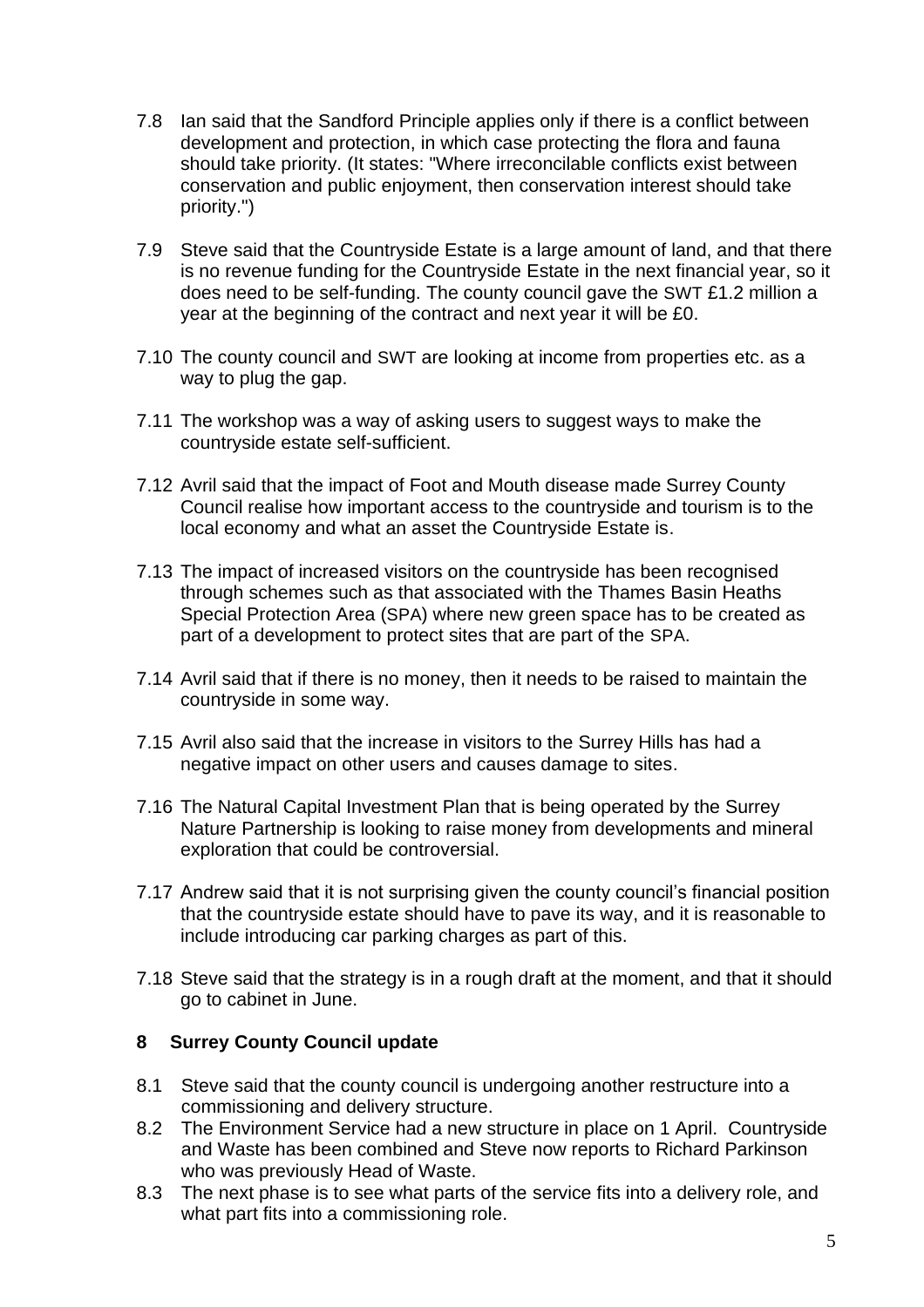7.8 Ian said that the Sandford Principle applies only if there is a conflict between development and protection, in which case protecting the flora and fauna should take priority. (It states: "Where irreconcilable conflicts exist between conservation and public enjoyment, then conservation interest should take priority.")

7.9 Steve said that the Countryside Estate is a large amount of land, and that there is no revenue funding for the Countryside Estate in the next financial year, so it does need to be self-funding. The county council gave the SWT £1.2 million a year at the beginning of the contract and next year it will be £0.

7.10 The county council and SWT are looking at income from properties etc. as a way to plug the gap.

7.11 The workshop was a way of asking users to suggest ways to make the countryside estate self-sufficient.

7.12 Avril said that the impact of Foot and Mouth disease made Surrey County Council realise how important access to the countryside and tourism is to the local economy and what an asset the Countryside Estate is.

7.13 The impact of increased visitors on the countryside has been recognised through schemes such as that associated with the Thames Basin Heaths Special Protection Area (SPA) where new green space has to be created as part of a development to protect sites that are part of the SPA.

7.14 Avril said that if there is no money, then it needs to be raised to maintain the countryside in some way.

7.15 Avril also said that the increase in visitors to the Surrey Hills has had a negative impact on other users and causes damage to sites.

7.16 The Natural Capital Investment Plan that is being operated by the Surrey Nature Partnership is looking to raise money from developments and mineral exploration that could be controversial.

7.17 Andrew said that it is not surprising given the county council's financial position that the countryside estate should have to pave its way, and it is reasonable to include introducing car parking charges as part of this.

7.18 Steve said that the strategy is in a rough draft at the moment, and that it should go to cabinet in June.

## 8 Surrey County Council update

8.1 Steve said that the county council is undergoing another restructure into a commissioning and delivery structure.

8.2 The Environment Service had a new structure in place on 1 April. Countryside and Waste has been combined and Steve now reports to Richard Parkinson who was previously Head of Waste.

8.3 The next phase is to see what parts of the service fits into a delivery role, and what part fits into a commissioning role.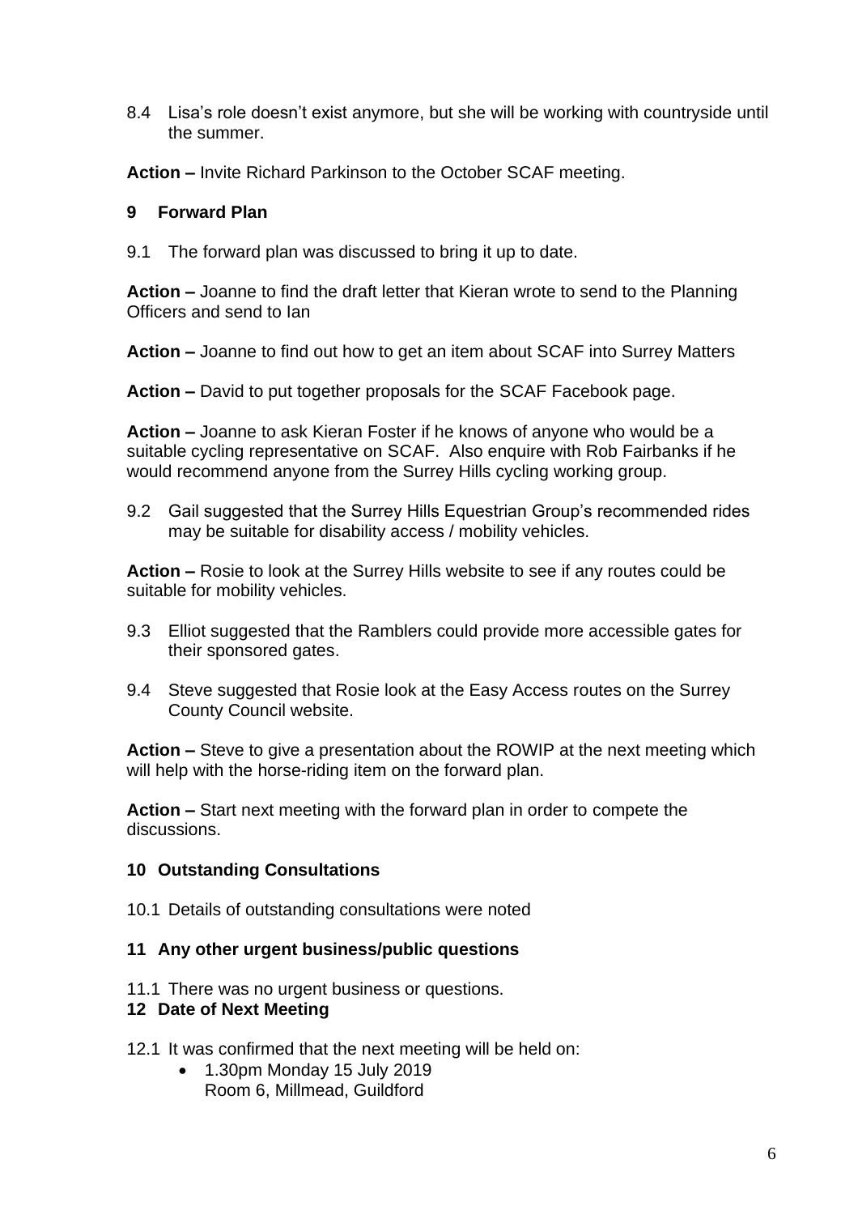8.4 Lisa's role doesn't exist anymore, but she will be working with countryside until the summer.

**Action –** Invite Richard Parkinson to the October SCAF meeting.

## 9 Forward Plan

9.1 The forward plan was discussed to bring it up to date.

**Action –** Joanne to find the draft letter that Kieran wrote to send to the Planning Officers and send to Ian

**Action –** Joanne to find out how to get an item about SCAF into Surrey Matters

**Action –** David to put together proposals for the SCAF Facebook page.

**Action –** Joanne to ask Kieran Foster if he knows of anyone who would be a suitable cycling representative on SCAF. Also enquire with Rob Fairbanks if he would recommend anyone from the Surrey Hills cycling working group.

9.2 Gail suggested that the Surrey Hills Equestrian Group's recommended rides may be suitable for disability access / mobility vehicles.

**Action –** Rosie to look at the Surrey Hills website to see if any routes could be suitable for mobility vehicles.

9.3 Elliot suggested that the Ramblers could provide more accessible gates for their sponsored gates.

9.4 Steve suggested that Rosie look at the Easy Access routes on the Surrey County Council website.

**Action –** Steve to give a presentation about the ROWIP at the next meeting which will help with the horse-riding item on the forward plan.

**Action –** Start next meeting with the forward plan in order to compete the discussions.

## 10 Outstanding Consultations

10.1 Details of outstanding consultations were noted

## 11 Any other urgent business/public questions

11.1 There was no urgent business or questions.

## 12 Date of Next Meeting

12.1 It was confirmed that the next meeting will be held on:

- 1.30pm Monday 15 July 2019
  Room 6, Millmead, Guildford